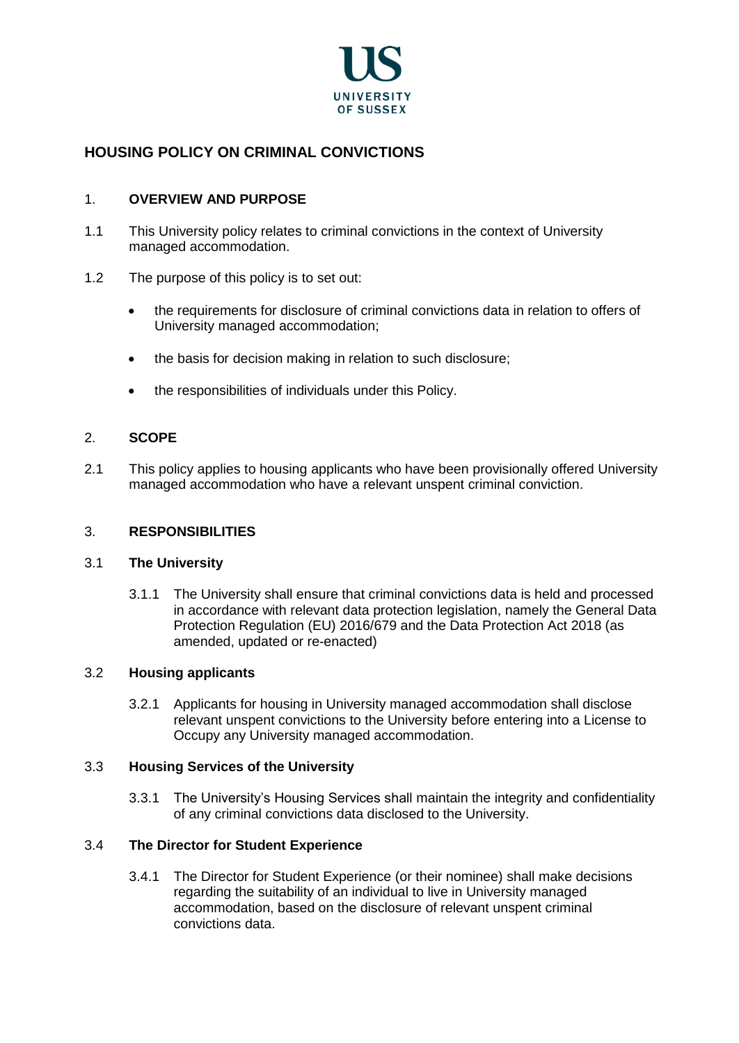UNIVERSITY OF SUSSEX

# HOUSING POLICY ON CRIMINAL CONVICTIONS

## 1. OVERVIEW AND PURPOSE

1.1 This University policy relates to criminal convictions in the context of University managed accommodation.

1.2 The purpose of this policy is to set out:

- the requirements for disclosure of criminal convictions data in relation to offers of University managed accommodation;
- the basis for decision making in relation to such disclosure;
- the responsibilities of individuals under this Policy.

## 2. SCOPE

2.1 This policy applies to housing applicants who have been provisionally offered University managed accommodation who have a relevant unspent criminal conviction.

## 3. RESPONSIBILITIES

### 3.1 The University

3.1.1 The University shall ensure that criminal convictions data is held and processed in accordance with relevant data protection legislation, namely the General Data Protection Regulation (EU) 2016/679 and the Data Protection Act 2018 (as amended, updated or re-enacted)

### 3.2 Housing applicants

3.2.1 Applicants for housing in University managed accommodation shall disclose relevant unspent convictions to the University before entering into a License to Occupy any University managed accommodation.

### 3.3 Housing Services of the University

3.3.1 The University's Housing Services shall maintain the integrity and confidentiality of any criminal convictions data disclosed to the University.

### 3.4 The Director for Student Experience

3.4.1 The Director for Student Experience (or their nominee) shall make decisions regarding the suitability of an individual to live in University managed accommodation, based on the disclosure of relevant unspent criminal convictions data.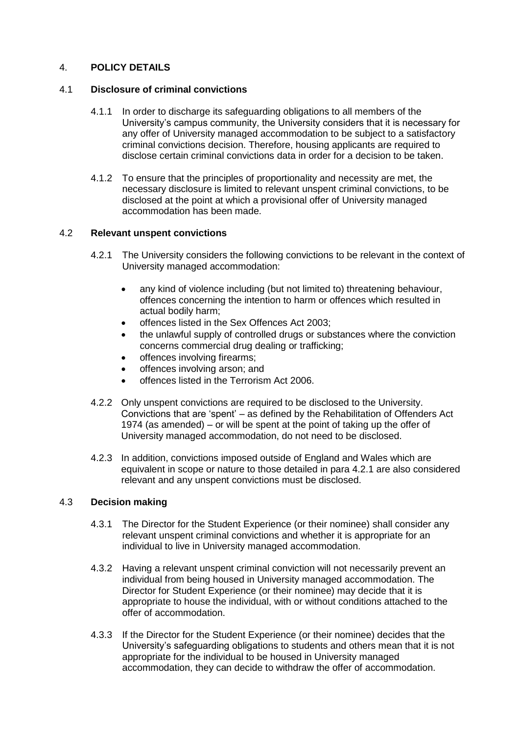## 4. POLICY DETAILS

### 4.1 Disclosure of criminal convictions

4.1.1 In order to discharge its safeguarding obligations to all members of the University's campus community, the University considers that it is necessary for any offer of University managed accommodation to be subject to a satisfactory criminal convictions decision. Therefore, housing applicants are required to disclose certain criminal convictions data in order for a decision to be taken.

4.1.2 To ensure that the principles of proportionality and necessity are met, the necessary disclosure is limited to relevant unspent criminal convictions, to be disclosed at the point at which a provisional offer of University managed accommodation has been made.

### 4.2 Relevant unspent convictions

4.2.1 The University considers the following convictions to be relevant in the context of University managed accommodation:

- any kind of violence including (but not limited to) threatening behaviour, offences concerning the intention to harm or offences which resulted in actual bodily harm;
- offences listed in the Sex Offences Act 2003;
- the unlawful supply of controlled drugs or substances where the conviction concerns commercial drug dealing or trafficking;
- offences involving firearms;
- offences involving arson; and
- offences listed in the Terrorism Act 2006.

4.2.2 Only unspent convictions are required to be disclosed to the University. Convictions that are 'spent' – as defined by the Rehabilitation of Offenders Act 1974 (as amended) – or will be spent at the point of taking up the offer of University managed accommodation, do not need to be disclosed.

4.2.3 In addition, convictions imposed outside of England and Wales which are equivalent in scope or nature to those detailed in para 4.2.1 are also considered relevant and any unspent convictions must be disclosed.

### 4.3 Decision making

4.3.1 The Director for the Student Experience (or their nominee) shall consider any relevant unspent criminal convictions and whether it is appropriate for an individual to live in University managed accommodation.

4.3.2 Having a relevant unspent criminal conviction will not necessarily prevent an individual from being housed in University managed accommodation. The Director for Student Experience (or their nominee) may decide that it is appropriate to house the individual, with or without conditions attached to the offer of accommodation.

4.3.3 If the Director for the Student Experience (or their nominee) decides that the University's safeguarding obligations to students and others mean that it is not appropriate for the individual to be housed in University managed accommodation, they can decide to withdraw the offer of accommodation.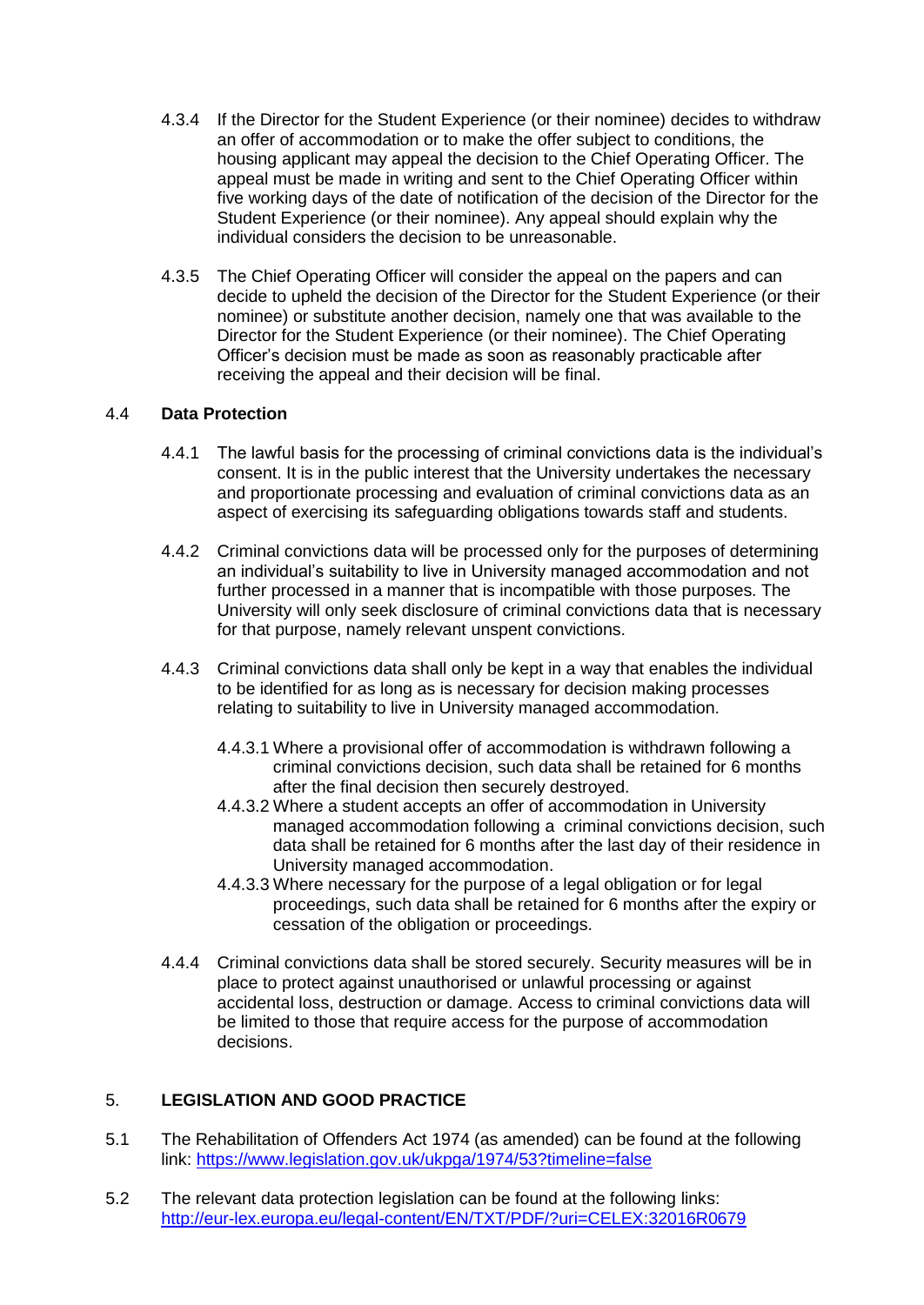4.3.4 If the Director for the Student Experience (or their nominee) decides to withdraw an offer of accommodation or to make the offer subject to conditions, the housing applicant may appeal the decision to the Chief Operating Officer. The appeal must be made in writing and sent to the Chief Operating Officer within five working days of the date of notification of the decision of the Director for the Student Experience (or their nominee). Any appeal should explain why the individual considers the decision to be unreasonable.

4.3.5 The Chief Operating Officer will consider the appeal on the papers and can decide to upheld the decision of the Director for the Student Experience (or their nominee) or substitute another decision, namely one that was available to the Director for the Student Experience (or their nominee). The Chief Operating Officer's decision must be made as soon as reasonably practicable after receiving the appeal and their decision will be final.

## 4.4 Data Protection

4.4.1 The lawful basis for the processing of criminal convictions data is the individual's consent. It is in the public interest that the University undertakes the necessary and proportionate processing and evaluation of criminal convictions data as an aspect of exercising its safeguarding obligations towards staff and students.

4.4.2 Criminal convictions data will be processed only for the purposes of determining an individual's suitability to live in University managed accommodation and not further processed in a manner that is incompatible with those purposes. The University will only seek disclosure of criminal convictions data that is necessary for that purpose, namely relevant unspent convictions.

4.4.3 Criminal convictions data shall only be kept in a way that enables the individual to be identified for as long as is necessary for decision making processes relating to suitability to live in University managed accommodation.

4.4.3.1 Where a provisional offer of accommodation is withdrawn following a criminal convictions decision, such data shall be retained for 6 months after the final decision then securely destroyed.

4.4.3.2 Where a student accepts an offer of accommodation in University managed accommodation following a criminal convictions decision, such data shall be retained for 6 months after the last day of their residence in University managed accommodation.

4.4.3.3 Where necessary for the purpose of a legal obligation or for legal proceedings, such data shall be retained for 6 months after the expiry or cessation of the obligation or proceedings.

4.4.4 Criminal convictions data shall be stored securely. Security measures will be in place to protect against unauthorised or unlawful processing or against accidental loss, destruction or damage. Access to criminal convictions data will be limited to those that require access for the purpose of accommodation decisions.

## 5. LEGISLATION AND GOOD PRACTICE

5.1 The Rehabilitation of Offenders Act 1974 (as amended) can be found at the following link: https://www.legislation.gov.uk/ukpga/1974/53?timeline=false

5.2 The relevant data protection legislation can be found at the following links: http://eur-lex.europa.eu/legal-content/EN/TXT/PDF/?uri=CELEX:32016R0679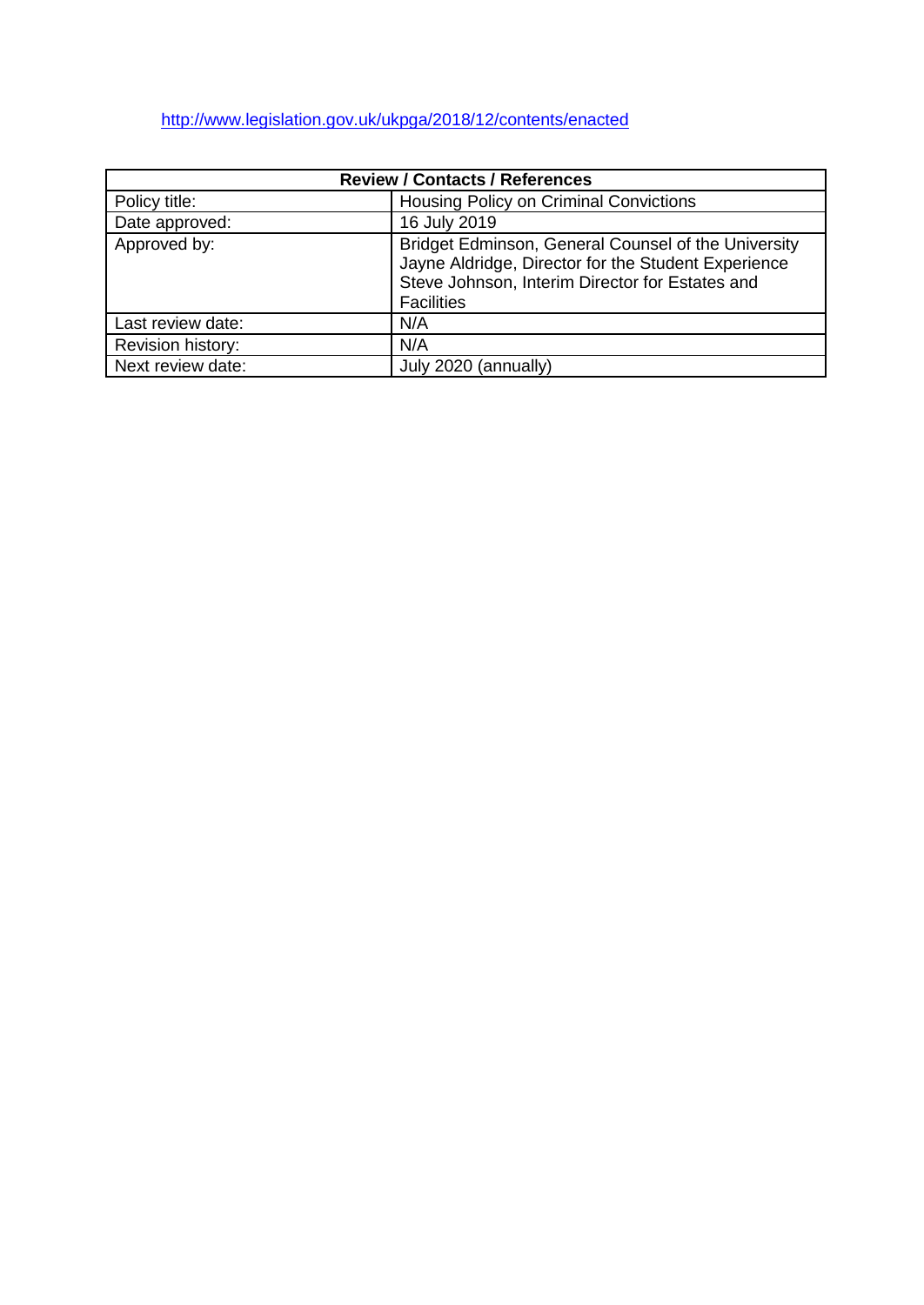http://www.legislation.gov.uk/ukpga/2018/12/contents/enacted

| Review / Contacts / References | |
|---|---|
| Policy title: | Housing Policy on Criminal Convictions |
| Date approved: | 16 July 2019 |
| Approved by: | Bridget Edminson, General Counsel of the University<br>Jayne Aldridge, Director for the Student Experience<br>Steve Johnson, Interim Director for Estates and Facilities |
| Last review date: | N/A |
| Revision history: | N/A |
| Next review date: | July 2020 (annually) |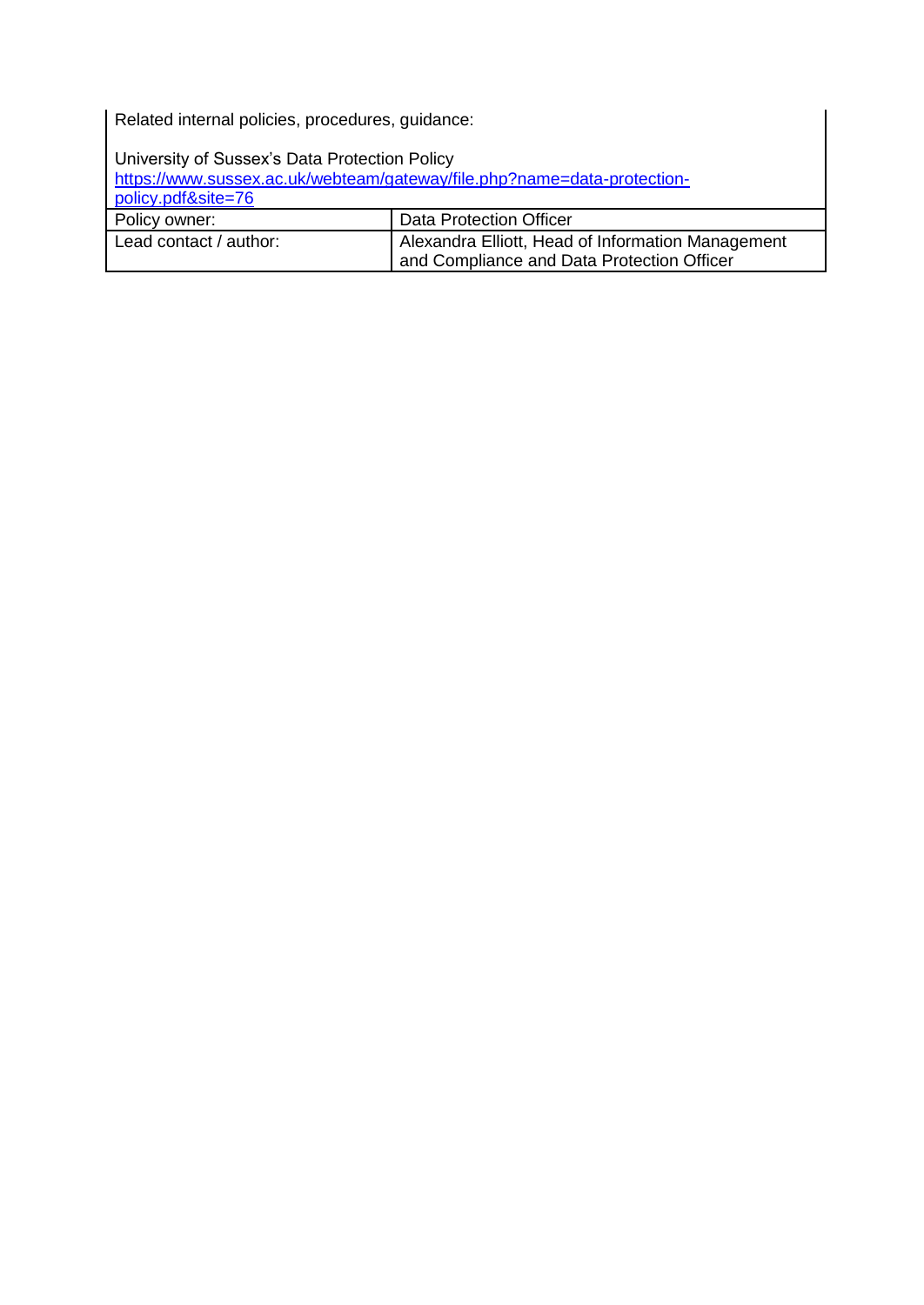| | |
|---|---|
| Related internal policies, procedures, guidance:<br><br>University of Sussex's Data Protection Policy<br>[https://www.sussex.ac.uk/webteam/gateway/file.php?name=data-protection-policy.pdf&site=76](https://www.sussex.ac.uk/webteam/gateway/file.php?name=data-protection-policy.pdf&site=76) | |
| Policy owner: | Data Protection Officer |
| Lead contact / author: | Alexandra Elliott, Head of Information Management and Compliance and Data Protection Officer |